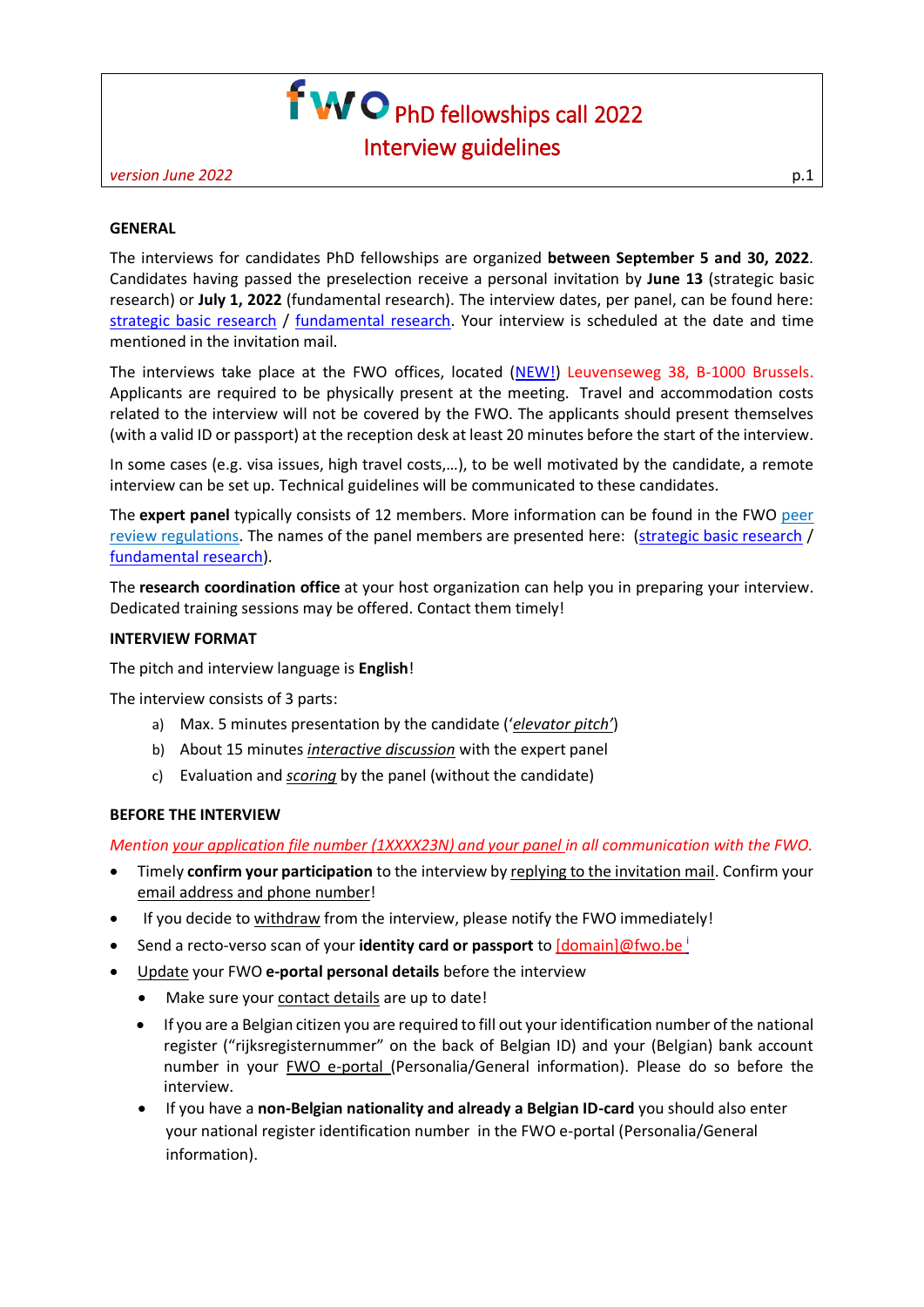# fwo PhD fellowships call 2022

## Interview guidelines

*version June 2022*

**GENERAL**

The interviews for candidates PhD fellowships are organized **between September 5 and 30, 2022**. Candidates having passed the preselection receive a personal invitation by **June 13** (strategic basic research) or **July 1, 2022** (fundamental research). The interview dates, per panel, can be found here: strategic basic research / fundamental research. Your interview is scheduled at the date and time mentioned in the invitation mail.

The interviews take place at the FWO offices, located (NEW!) Leuvenseweg 38, B-1000 Brussels. Applicants are required to be physically present at the meeting. Travel and accommodation costs related to the interview will not be covered by the FWO. The applicants should present themselves (with a valid ID or passport) at the reception desk at least 20 minutes before the start of the interview.

In some cases (e.g. visa issues, high travel costs,…), to be well motivated by the candidate, a remote interview can be set up. Technical guidelines will be communicated to these candidates.

The **expert panel** typically consists of 12 members. More information can be found in the FWO peer review regulations. The names of the panel members are presented here: (strategic basic research / fundamental research).

The **research coordination office** at your host organization can help you in preparing your interview. Dedicated training sessions may be offered. Contact them timely!

**INTERVIEW FORMAT**

The pitch and interview language is **English**!

The interview consists of 3 parts:

a) Max. 5 minutes presentation by the candidate (‘*elevator pitch*’)
b) About 15 minutes *interactive discussion* with the expert panel
c) Evaluation and *scoring* by the panel (without the candidate)

**BEFORE THE INTERVIEW**

*Mention your application file number (1XXXX23N) and your panel in all communication with the FWO.*

- Timely **confirm your participation** to the interview by replying to the invitation mail. Confirm your email address and phone number!
- If you decide to withdraw from the interview, please notify the FWO immediately!
- Send a recto-verso scan of your **identity card or passport** to [domain]@fwo.be [i]
- Update your FWO **e-portal personal details** before the interview
  - Make sure your contact details are up to date!
  - If you are a Belgian citizen you are required to fill out your identification number of the national register (“rijksregisternummer” on the back of Belgian ID) and your (Belgian) bank account number in your FWO e-portal (Personalia/General information). Please do so before the interview.
  - If you have a **non-Belgian nationality and already a Belgian ID-card** you should also enter your national register identification number in the FWO e-portal (Personalia/General information).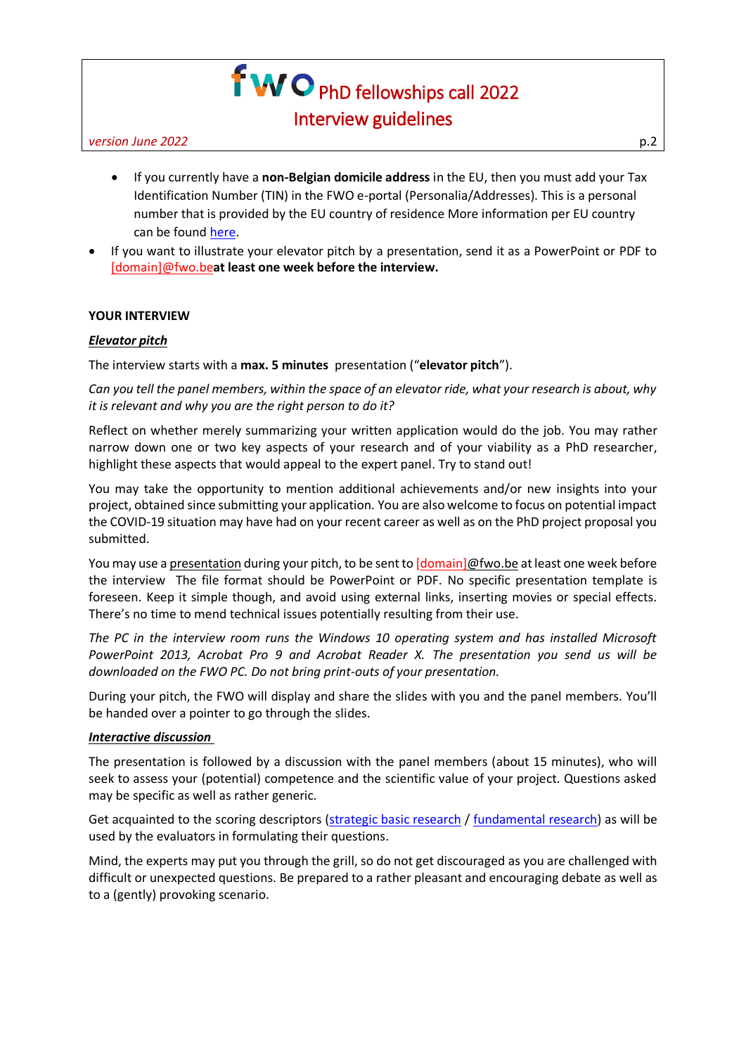- If you currently have a **non-Belgian domicile address** in the EU, then you must add your Tax Identification Number (TIN) in the FWO e-portal (Personalia/Addresses). This is a personal number that is provided by the EU country of residence More information per EU country can be found here.

- If you want to illustrate your elevator pitch by a presentation, send it as a PowerPoint or PDF to [domain]@fwo.be**at least one week before the interview.**

**YOUR INTERVIEW**

***Elevator pitch***

The interview starts with a **max. 5 minutes** presentation (“**elevator pitch**”).

*Can you tell the panel members, within the space of an elevator ride, what your research is about, why it is relevant and why you are the right person to do it?*

Reflect on whether merely summarizing your written application would do the job. You may rather narrow down one or two key aspects of your research and of your viability as a PhD researcher, highlight these aspects that would appeal to the expert panel. Try to stand out!

You may take the opportunity to mention additional achievements and/or new insights into your project, obtained since submitting your application. You are also welcome to focus on potential impact the COVID-19 situation may have had on your recent career as well as on the PhD project proposal you submitted.

You may use a presentation during your pitch, to be sent to [domain]@fwo.be at least one week before the interview The file format should be PowerPoint or PDF. No specific presentation template is foreseen. Keep it simple though, and avoid using external links, inserting movies or special effects. There’s no time to mend technical issues potentially resulting from their use.

*The PC in the interview room runs the Windows 10 operating system and has installed Microsoft PowerPoint 2013, Acrobat Pro 9 and Acrobat Reader X. The presentation you send us will be downloaded on the FWO PC. Do not bring print-outs of your presentation.*

During your pitch, the FWO will display and share the slides with you and the panel members. You’ll be handed over a pointer to go through the slides.

***Interactive discussion***

The presentation is followed by a discussion with the panel members (about 15 minutes), who will seek to assess your (potential) competence and the scientific value of your project. Questions asked may be specific as well as rather generic.

Get acquainted to the scoring descriptors (strategic basic research / fundamental research) as will be used by the evaluators in formulating their questions.

Mind, the experts may put you through the grill, so do not get discouraged as you are challenged with difficult or unexpected questions. Be prepared to a rather pleasant and encouraging debate as well as to a (gently) provoking scenario.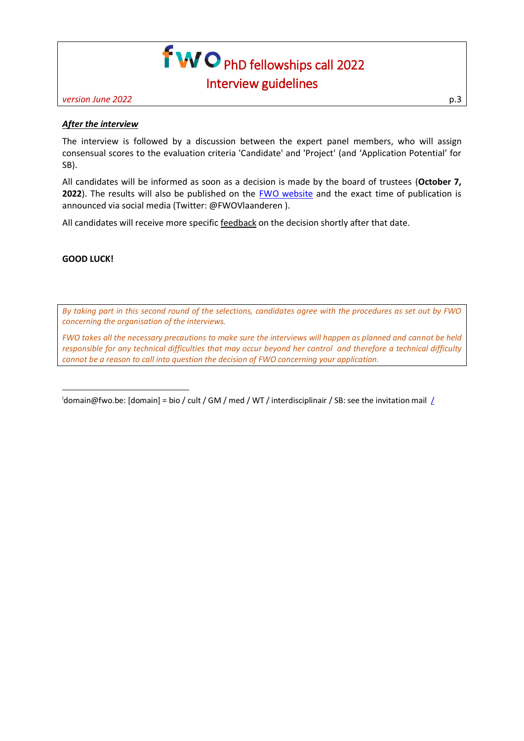***After the interview***

The interview is followed by a discussion between the expert panel members, who will assign consensual scores to the evaluation criteria 'Candidate' and 'Project' (and 'Application Potential' for SB).

All candidates will be informed as soon as a decision is made by the board of trustees (**October 7, 2022**). The results will also be published on the FWO website and the exact time of publication is announced via social media (Twitter: @FWOVlaanderen ).

All candidates will receive more specific feedback on the decision shortly after that date.

**GOOD LUCK!**

*By taking part in this second round of the selections, candidates agree with the procedures as set out by FWO concerning the organisation of the interviews.*

*FWO takes all the necessary precautions to make sure the interviews will happen as planned and cannot be held responsible for any technical difficulties that may occur beyond her control and therefore a technical difficulty cannot be a reason to call into question the decision of FWO concerning your application.*

---

[i] domain@fwo.be: [domain] = bio / cult / GM / med / WT / interdisciplinair / SB: see the invitation mail /